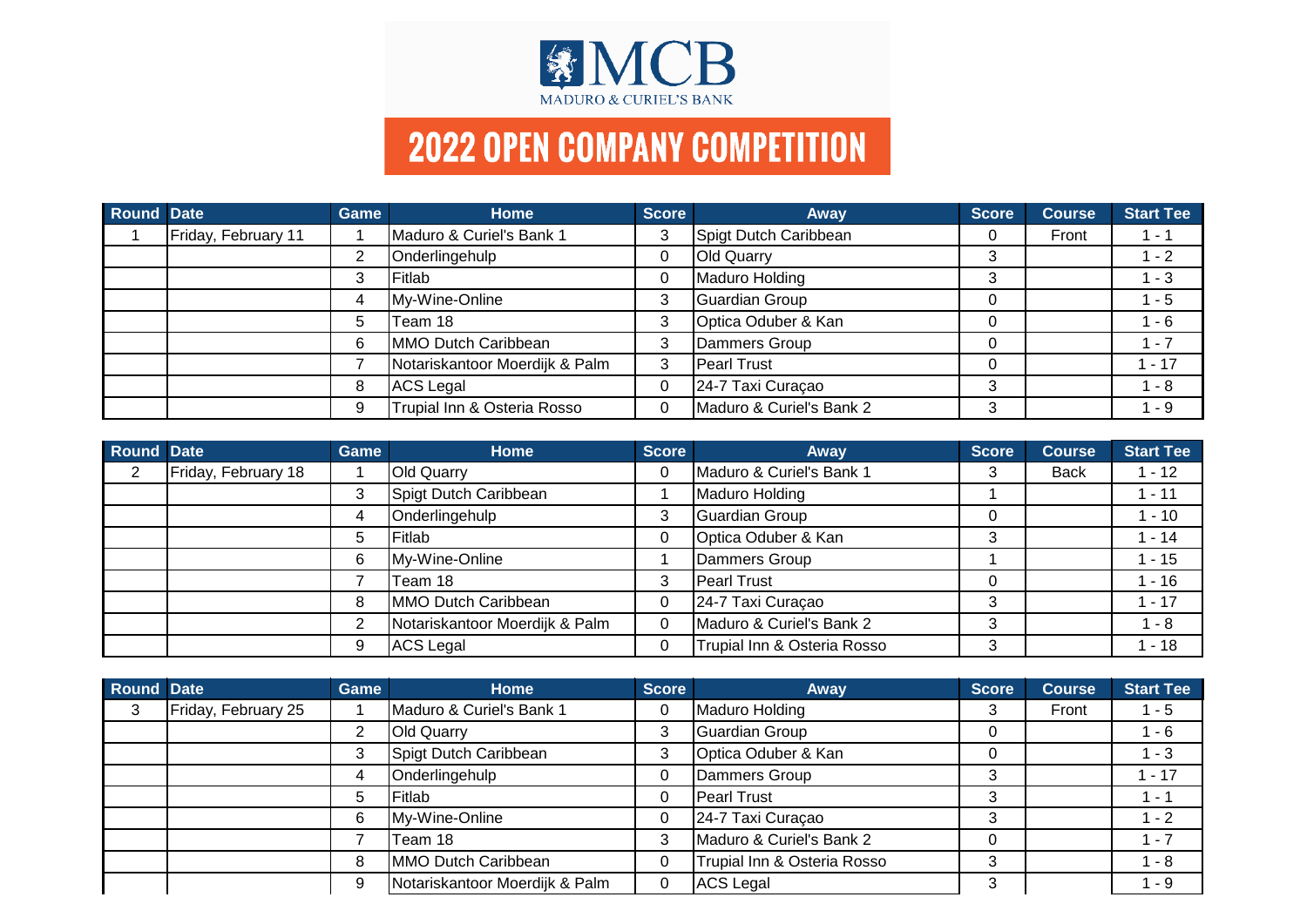MCB
MADURO & CURIEL'S BANK

# 2022 OPEN COMPANY COMPETITION

| Round | Date | Game | Home | Score | Away | Score | Course | Start Tee |
|---|---|---|---|---|---|---|---|---|
| 1 | Friday, February 11 | 1 | Maduro & Curiel's Bank 1 | 3 | Spigt Dutch Caribbean | 0 | Front | 1 - 1 |
| | | 2 | Onderlingehulp | 0 | Old Quarry | 3 | | 1 - 2 |
| | | 3 | Fitlab | 0 | Maduro Holding | 3 | | 1 - 3 |
| | | 4 | My-Wine-Online | 3 | Guardian Group | 0 | | 1 - 5 |
| | | 5 | Team 18 | 3 | Optica Oduber & Kan | 0 | | 1 - 6 |
| | | 6 | MMO Dutch Caribbean | 3 | Dammers Group | 0 | | 1 - 7 |
| | | 7 | Notariskantoor Moerdijk & Palm | 3 | Pearl Trust | 0 | | 1 - 17 |
| | | 8 | ACS Legal | 0 | 24-7 Taxi Curaçao | 3 | | 1 - 8 |
| | | 9 | Trupial Inn & Osteria Rosso | 0 | Maduro & Curiel's Bank 2 | 3 | | 1 - 9 |

| Round | Date | Game | Home | Score | Away | Score | Course | Start Tee |
|---|---|---|---|---|---|---|---|---|
| 2 | Friday, February 18 | 1 | Old Quarry | 0 | Maduro & Curiel's Bank 1 | 3 | Back | 1 - 12 |
| | | 3 | Spigt Dutch Caribbean | 1 | Maduro Holding | 1 | | 1 - 11 |
| | | 4 | Onderlingehulp | 3 | Guardian Group | 0 | | 1 - 10 |
| | | 5 | Fitlab | 0 | Optica Oduber & Kan | 3 | | 1 - 14 |
| | | 6 | My-Wine-Online | 1 | Dammers Group | 1 | | 1 - 15 |
| | | 7 | Team 18 | 3 | Pearl Trust | 0 | | 1 - 16 |
| | | 8 | MMO Dutch Caribbean | 0 | 24-7 Taxi Curaçao | 3 | | 1 - 17 |
| | | 2 | Notariskantoor Moerdijk & Palm | 0 | Maduro & Curiel's Bank 2 | 3 | | 1 - 8 |
| | | 9 | ACS Legal | 0 | Trupial Inn & Osteria Rosso | 3 | | 1 - 18 |

| Round | Date | Game | Home | Score | Away | Score | Course | Start Tee |
|---|---|---|---|---|---|---|---|---|
| 3 | Friday, February 25 | 1 | Maduro & Curiel's Bank 1 | 0 | Maduro Holding | 3 | Front | 1 - 5 |
| | | 2 | Old Quarry | 3 | Guardian Group | 0 | | 1 - 6 |
| | | 3 | Spigt Dutch Caribbean | 3 | Optica Oduber & Kan | 0 | | 1 - 3 |
| | | 4 | Onderlingehulp | 0 | Dammers Group | 3 | | 1 - 17 |
| | | 5 | Fitlab | 0 | Pearl Trust | 3 | | 1 - 1 |
| | | 6 | My-Wine-Online | 0 | 24-7 Taxi Curaçao | 3 | | 1 - 2 |
| | | 7 | Team 18 | 3 | Maduro & Curiel's Bank 2 | 0 | | 1 - 7 |
| | | 8 | MMO Dutch Caribbean | 0 | Trupial Inn & Osteria Rosso | 3 | | 1 - 8 |
| | | 9 | Notariskantoor Moerdijk & Palm | 0 | ACS Legal | 3 | | 1 - 9 |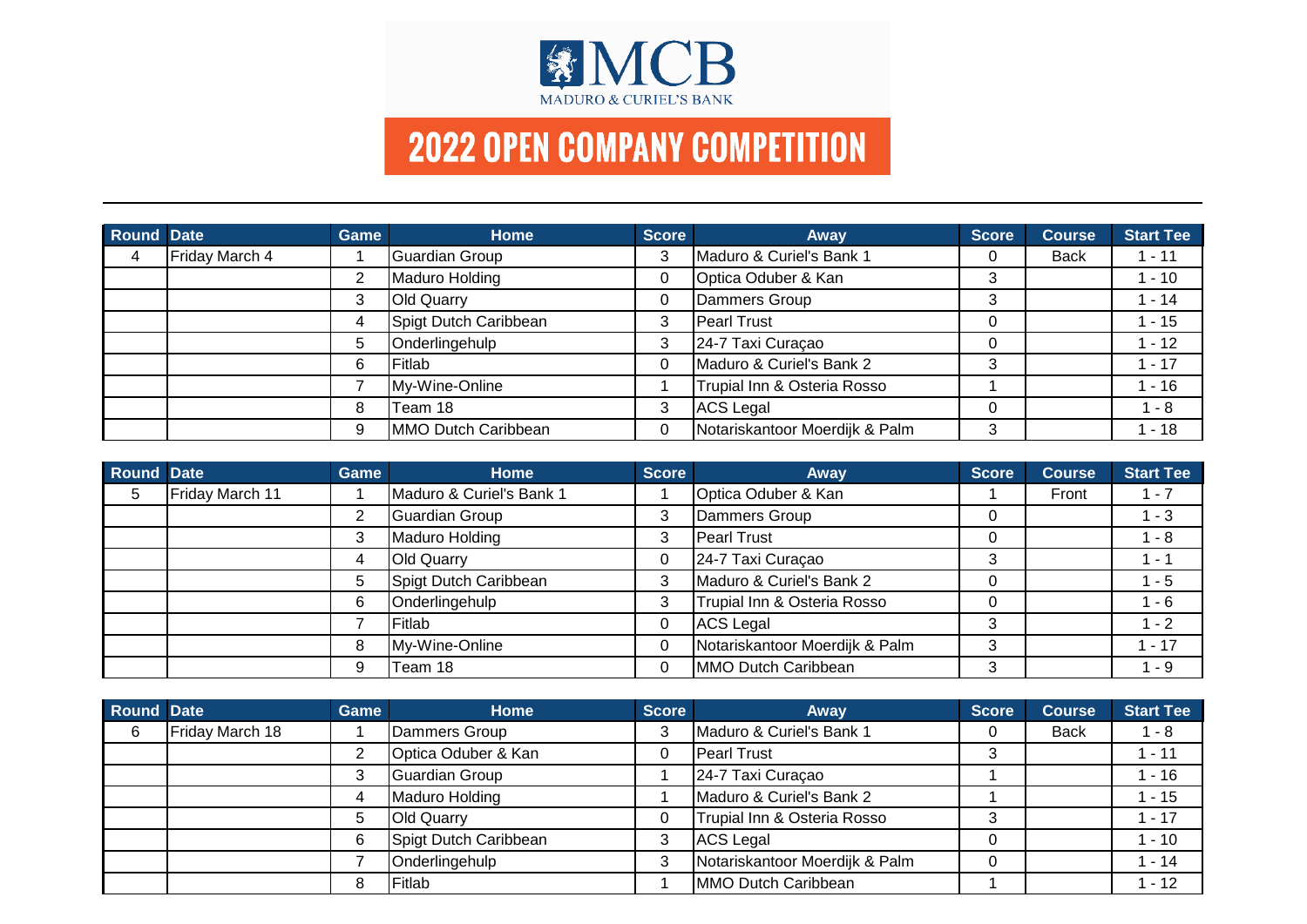MADURO & CURIEL'S BANK

# 2022 OPEN COMPANY COMPETITION

| Round | Date | Game | Home | Score | Away | Score | Course | Start Tee |
|---|---|---|---|---|---|---|---|---|
| 4 | Friday March 4 | 1 | Guardian Group | 3 | Maduro & Curiel's Bank 1 | 0 | Back | 1 - 11 |
| | | 2 | Maduro Holding | 0 | Optica Oduber & Kan | 3 | | 1 - 10 |
| | | 3 | Old Quarry | 0 | Dammers Group | 3 | | 1 - 14 |
| | | 4 | Spigt Dutch Caribbean | 3 | Pearl Trust | 0 | | 1 - 15 |
| | | 5 | Onderlingehulp | 3 | 24-7 Taxi Curaçao | 0 | | 1 - 12 |
| | | 6 | Fitlab | 0 | Maduro & Curiel's Bank 2 | 3 | | 1 - 17 |
| | | 7 | My-Wine-Online | 1 | Trupial Inn & Osteria Rosso | 1 | | 1 - 16 |
| | | 8 | Team 18 | 3 | ACS Legal | 0 | | 1 - 8 |
| | | 9 | MMO Dutch Caribbean | 0 | Notariskantoor Moerdijk & Palm | 3 | | 1 - 18 |

| Round | Date | Game | Home | Score | Away | Score | Course | Start Tee |
|---|---|---|---|---|---|---|---|---|
| 5 | Friday March 11 | 1 | Maduro & Curiel's Bank 1 | 1 | Optica Oduber & Kan | 1 | Front | 1 - 7 |
| | | 2 | Guardian Group | 3 | Dammers Group | 0 | | 1 - 3 |
| | | 3 | Maduro Holding | 3 | Pearl Trust | 0 | | 1 - 8 |
| | | 4 | Old Quarry | 0 | 24-7 Taxi Curaçao | 3 | | 1 - 1 |
| | | 5 | Spigt Dutch Caribbean | 3 | Maduro & Curiel's Bank 2 | 0 | | 1 - 5 |
| | | 6 | Onderlingehulp | 3 | Trupial Inn & Osteria Rosso | 0 | | 1 - 6 |
| | | 7 | Fitlab | 0 | ACS Legal | 3 | | 1 - 2 |
| | | 8 | My-Wine-Online | 0 | Notariskantoor Moerdijk & Palm | 3 | | 1 - 17 |
| | | 9 | Team 18 | 0 | MMO Dutch Caribbean | 3 | | 1 - 9 |

| Round | Date | Game | Home | Score | Away | Score | Course | Start Tee |
|---|---|---|---|---|---|---|---|---|
| 6 | Friday March 18 | 1 | Dammers Group | 3 | Maduro & Curiel's Bank 1 | 0 | Back | 1 - 8 |
| | | 2 | Optica Oduber & Kan | 0 | Pearl Trust | 3 | | 1 - 11 |
| | | 3 | Guardian Group | 1 | 24-7 Taxi Curaçao | 1 | | 1 - 16 |
| | | 4 | Maduro Holding | 1 | Maduro & Curiel's Bank 2 | 1 | | 1 - 15 |
| | | 5 | Old Quarry | 0 | Trupial Inn & Osteria Rosso | 3 | | 1 - 17 |
| | | 6 | Spigt Dutch Caribbean | 3 | ACS Legal | 0 | | 1 - 10 |
| | | 7 | Onderlingehulp | 3 | Notariskantoor Moerdijk & Palm | 0 | | 1 - 14 |
| | | 8 | Fitlab | 1 | MMO Dutch Caribbean | 1 | | 1 - 12 |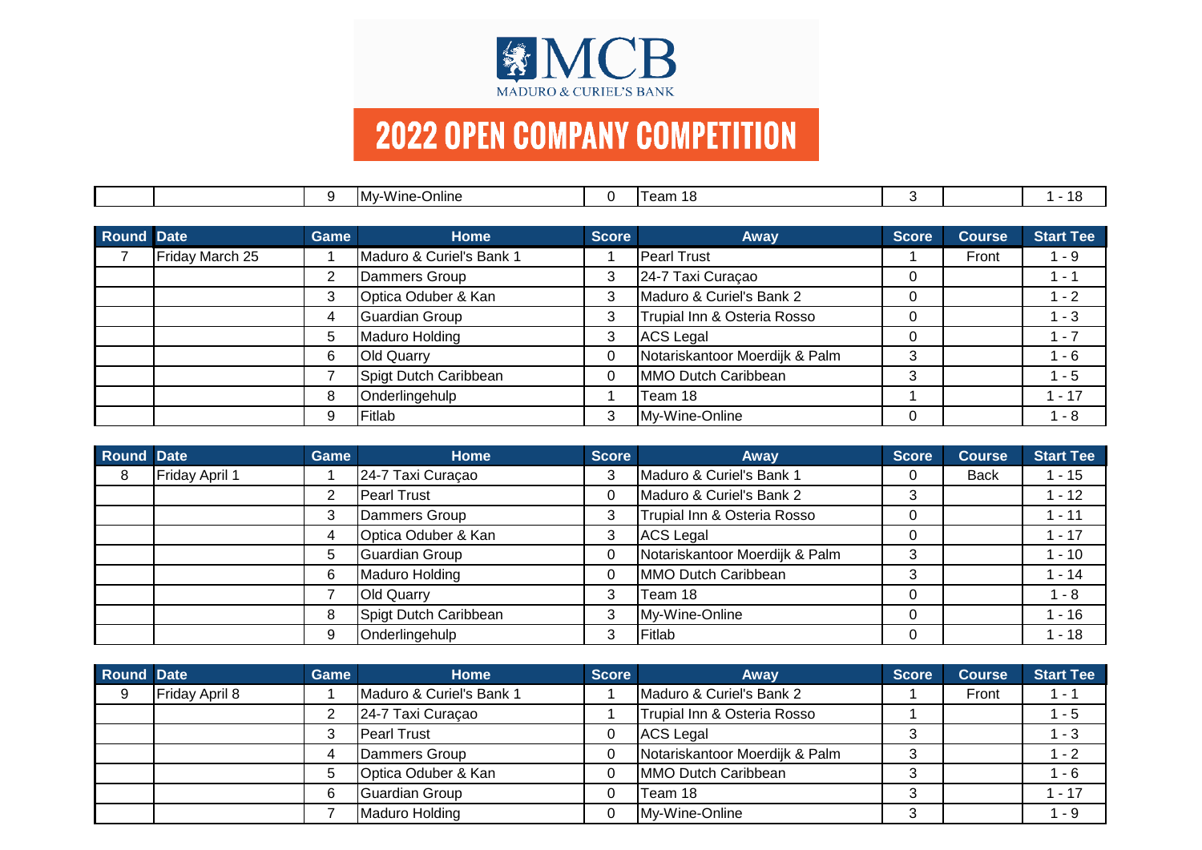MADURO & CURIEL'S BANK

# 2022 OPEN COMPANY COMPETITION

| | | | | | | | | |
|---|---|---|---|---|---|---|---|---|
| | | 9 | My-Wine-Online | 0 | Team 18 | 3 | | 1 - 18 |

| Round | Date | Game | Home | Score | Away | Score | Course | Start Tee |
|---|---|---|---|---|---|---|---|---|
| 7 | Friday March 25 | 1 | Maduro & Curiel's Bank 1 | 1 | Pearl Trust | 1 | Front | 1 - 9 |
| | | 2 | Dammers Group | 3 | 24-7 Taxi Curaçao | 0 | | 1 - 1 |
| | | 3 | Optica Oduber & Kan | 3 | Maduro & Curiel's Bank 2 | 0 | | 1 - 2 |
| | | 4 | Guardian Group | 3 | Trupial Inn & Osteria Rosso | 0 | | 1 - 3 |
| | | 5 | Maduro Holding | 3 | ACS Legal | 0 | | 1 - 7 |
| | | 6 | Old Quarry | 0 | Notariskantoor Moerdijk & Palm | 3 | | 1 - 6 |
| | | 7 | Spigt Dutch Caribbean | 0 | MMO Dutch Caribbean | 3 | | 1 - 5 |
| | | 8 | Onderlingehulp | 1 | Team 18 | 1 | | 1 - 17 |
| | | 9 | Fitlab | 3 | My-Wine-Online | 0 | | 1 - 8 |

| Round | Date | Game | Home | Score | Away | Score | Course | Start Tee |
|---|---|---|---|---|---|---|---|---|
| 8 | Friday April 1 | 1 | 24-7 Taxi Curaçao | 3 | Maduro & Curiel's Bank 1 | 0 | Back | 1 - 15 |
| | | 2 | Pearl Trust | 0 | Maduro & Curiel's Bank 2 | 3 | | 1 - 12 |
| | | 3 | Dammers Group | 3 | Trupial Inn & Osteria Rosso | 0 | | 1 - 11 |
| | | 4 | Optica Oduber & Kan | 3 | ACS Legal | 0 | | 1 - 17 |
| | | 5 | Guardian Group | 0 | Notariskantoor Moerdijk & Palm | 3 | | 1 - 10 |
| | | 6 | Maduro Holding | 0 | MMO Dutch Caribbean | 3 | | 1 - 14 |
| | | 7 | Old Quarry | 3 | Team 18 | 0 | | 1 - 8 |
| | | 8 | Spigt Dutch Caribbean | 3 | My-Wine-Online | 0 | | 1 - 16 |
| | | 9 | Onderlingehulp | 3 | Fitlab | 0 | | 1 - 18 |

| Round | Date | Game | Home | Score | Away | Score | Course | Start Tee |
|---|---|---|---|---|---|---|---|---|
| 9 | Friday April 8 | 1 | Maduro & Curiel's Bank 1 | 1 | Maduro & Curiel's Bank 2 | 1 | Front | 1 - 1 |
| | | 2 | 24-7 Taxi Curaçao | 1 | Trupial Inn & Osteria Rosso | 1 | | 1 - 5 |
| | | 3 | Pearl Trust | 0 | ACS Legal | 3 | | 1 - 3 |
| | | 4 | Dammers Group | 0 | Notariskantoor Moerdijk & Palm | 3 | | 1 - 2 |
| | | 5 | Optica Oduber & Kan | 0 | MMO Dutch Caribbean | 3 | | 1 - 6 |
| | | 6 | Guardian Group | 0 | Team 18 | 3 | | 1 - 17 |
| | | 7 | Maduro Holding | 0 | My-Wine-Online | 3 | | 1 - 9 |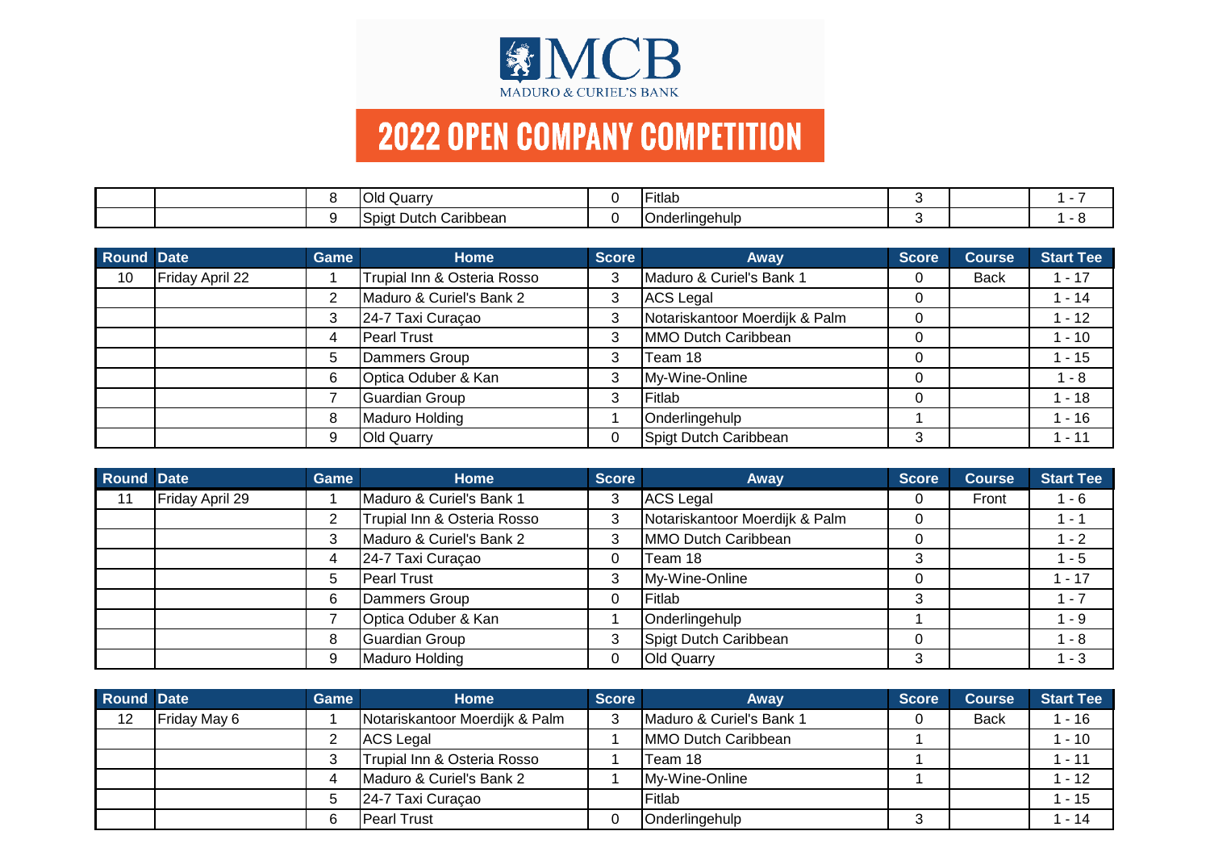MCB MADURO & CURIEL'S BANK

# 2022 OPEN COMPANY COMPETITION

| | | | | | | | | |
|---|---|---|---|---|---|---|---|---|
| | | 8 | Old Quarry | 0 | Fitlab | 3 | | 1 - 7 |
| | | 9 | Spigt Dutch Caribbean | 0 | Onderlingehulp | 3 | | 1 - 8 |

| Round | Date | Game | Home | Score | Away | Score | Course | Start Tee |
|---|---|---|---|---|---|---|---|---|
| 10 | Friday April 22 | 1 | Trupial Inn & Osteria Rosso | 3 | Maduro & Curiel's Bank 1 | 0 | Back | 1 - 17 |
| | | 2 | Maduro & Curiel's Bank 2 | 3 | ACS Legal | 0 | | 1 - 14 |
| | | 3 | 24-7 Taxi Curaçao | 3 | Notariskantoor Moerdijk & Palm | 0 | | 1 - 12 |
| | | 4 | Pearl Trust | 3 | MMO Dutch Caribbean | 0 | | 1 - 10 |
| | | 5 | Dammers Group | 3 | Team 18 | 0 | | 1 - 15 |
| | | 6 | Optica Oduber & Kan | 3 | My-Wine-Online | 0 | | 1 - 8 |
| | | 7 | Guardian Group | 3 | Fitlab | 0 | | 1 - 18 |
| | | 8 | Maduro Holding | 1 | Onderlingehulp | 1 | | 1 - 16 |
| | | 9 | Old Quarry | 0 | Spigt Dutch Caribbean | 3 | | 1 - 11 |

| Round | Date | Game | Home | Score | Away | Score | Course | Start Tee |
|---|---|---|---|---|---|---|---|---|
| 11 | Friday April 29 | 1 | Maduro & Curiel's Bank 1 | 3 | ACS Legal | 0 | Front | 1 - 6 |
| | | 2 | Trupial Inn & Osteria Rosso | 3 | Notariskantoor Moerdijk & Palm | 0 | | 1 - 1 |
| | | 3 | Maduro & Curiel's Bank 2 | 3 | MMO Dutch Caribbean | 0 | | 1 - 2 |
| | | 4 | 24-7 Taxi Curaçao | 0 | Team 18 | 3 | | 1 - 5 |
| | | 5 | Pearl Trust | 3 | My-Wine-Online | 0 | | 1 - 17 |
| | | 6 | Dammers Group | 0 | Fitlab | 3 | | 1 - 7 |
| | | 7 | Optica Oduber & Kan | 1 | Onderlingehulp | 1 | | 1 - 9 |
| | | 8 | Guardian Group | 3 | Spigt Dutch Caribbean | 0 | | 1 - 8 |
| | | 9 | Maduro Holding | 0 | Old Quarry | 3 | | 1 - 3 |

| Round | Date | Game | Home | Score | Away | Score | Course | Start Tee |
|---|---|---|---|---|---|---|---|---|
| 12 | Friday May 6 | 1 | Notariskantoor Moerdijk & Palm | 3 | Maduro & Curiel's Bank 1 | 0 | Back | 1 - 16 |
| | | 2 | ACS Legal | 1 | MMO Dutch Caribbean | 1 | | 1 - 10 |
| | | 3 | Trupial Inn & Osteria Rosso | 1 | Team 18 | 1 | | 1 - 11 |
| | | 4 | Maduro & Curiel's Bank 2 | 1 | My-Wine-Online | 1 | | 1 - 12 |
| | | 5 | 24-7 Taxi Curaçao | | Fitlab | | | 1 - 15 |
| | | 6 | Pearl Trust | 0 | Onderlingehulp | 3 | | 1 - 14 |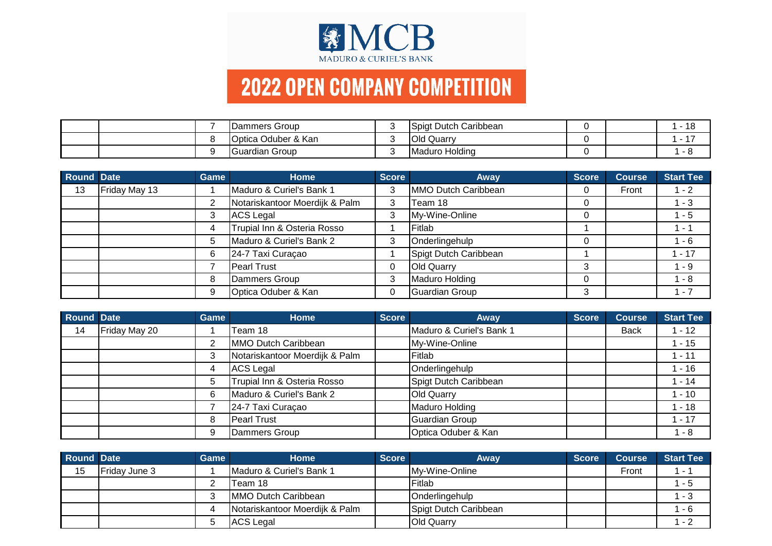# MCB
MADURO & CURIEL'S BANK

## 2022 OPEN COMPANY COMPETITION

| Round | Date | Game | Home | Score | Away | Score | Course | Start Tee |
|---|---|---|---|---|---|---|---|---|
| | | 7 | Dammers Group | 3 | Spigt Dutch Caribbean | 0 | | 1 - 18 |
| | | 8 | Optica Oduber & Kan | 3 | Old Quarry | 0 | | 1 - 17 |
| | | 9 | Guardian Group | 3 | Maduro Holding | 0 | | 1 - 8 |

| Round | Date | Game | Home | Score | Away | Score | Course | Start Tee |
|---|---|---|---|---|---|---|---|---|
| 13 | Friday May 13 | 1 | Maduro & Curiel's Bank 1 | 3 | MMO Dutch Caribbean | 0 | Front | 1 - 2 |
| | | 2 | Notariskantoor Moerdijk & Palm | 3 | Team 18 | 0 | | 1 - 3 |
| | | 3 | ACS Legal | 3 | My-Wine-Online | 0 | | 1 - 5 |
| | | 4 | Trupial Inn & Osteria Rosso | 1 | Fitlab | 1 | | 1 - 1 |
| | | 5 | Maduro & Curiel's Bank 2 | 3 | Onderlingehulp | 0 | | 1 - 6 |
| | | 6 | 24-7 Taxi Curaçao | 1 | Spigt Dutch Caribbean | 1 | | 1 - 17 |
| | | 7 | Pearl Trust | 0 | Old Quarry | 3 | | 1 - 9 |
| | | 8 | Dammers Group | 3 | Maduro Holding | 0 | | 1 - 8 |
| | | 9 | Optica Oduber & Kan | 0 | Guardian Group | 3 | | 1 - 7 |

| Round | Date | Game | Home | Score | Away | Score | Course | Start Tee |
|---|---|---|---|---|---|---|---|---|
| 14 | Friday May 20 | 1 | Team 18 | | Maduro & Curiel's Bank 1 | | Back | 1 - 12 |
| | | 2 | MMO Dutch Caribbean | | My-Wine-Online | | | 1 - 15 |
| | | 3 | Notariskantoor Moerdijk & Palm | | Fitlab | | | 1 - 11 |
| | | 4 | ACS Legal | | Onderlingehulp | | | 1 - 16 |
| | | 5 | Trupial Inn & Osteria Rosso | | Spigt Dutch Caribbean | | | 1 - 14 |
| | | 6 | Maduro & Curiel's Bank 2 | | Old Quarry | | | 1 - 10 |
| | | 7 | 24-7 Taxi Curaçao | | Maduro Holding | | | 1 - 18 |
| | | 8 | Pearl Trust | | Guardian Group | | | 1 - 17 |
| | | 9 | Dammers Group | | Optica Oduber & Kan | | | 1 - 8 |

| Round | Date | Game | Home | Score | Away | Score | Course | Start Tee |
|---|---|---|---|---|---|---|---|---|
| 15 | Friday June 3 | 1 | Maduro & Curiel's Bank 1 | | My-Wine-Online | | Front | 1 - 1 |
| | | 2 | Team 18 | | Fitlab | | | 1 - 5 |
| | | 3 | MMO Dutch Caribbean | | Onderlingehulp | | | 1 - 3 |
| | | 4 | Notariskantoor Moerdijk & Palm | | Spigt Dutch Caribbean | | | 1 - 6 |
| | | 5 | ACS Legal | | Old Quarry | | | 1 - 2 |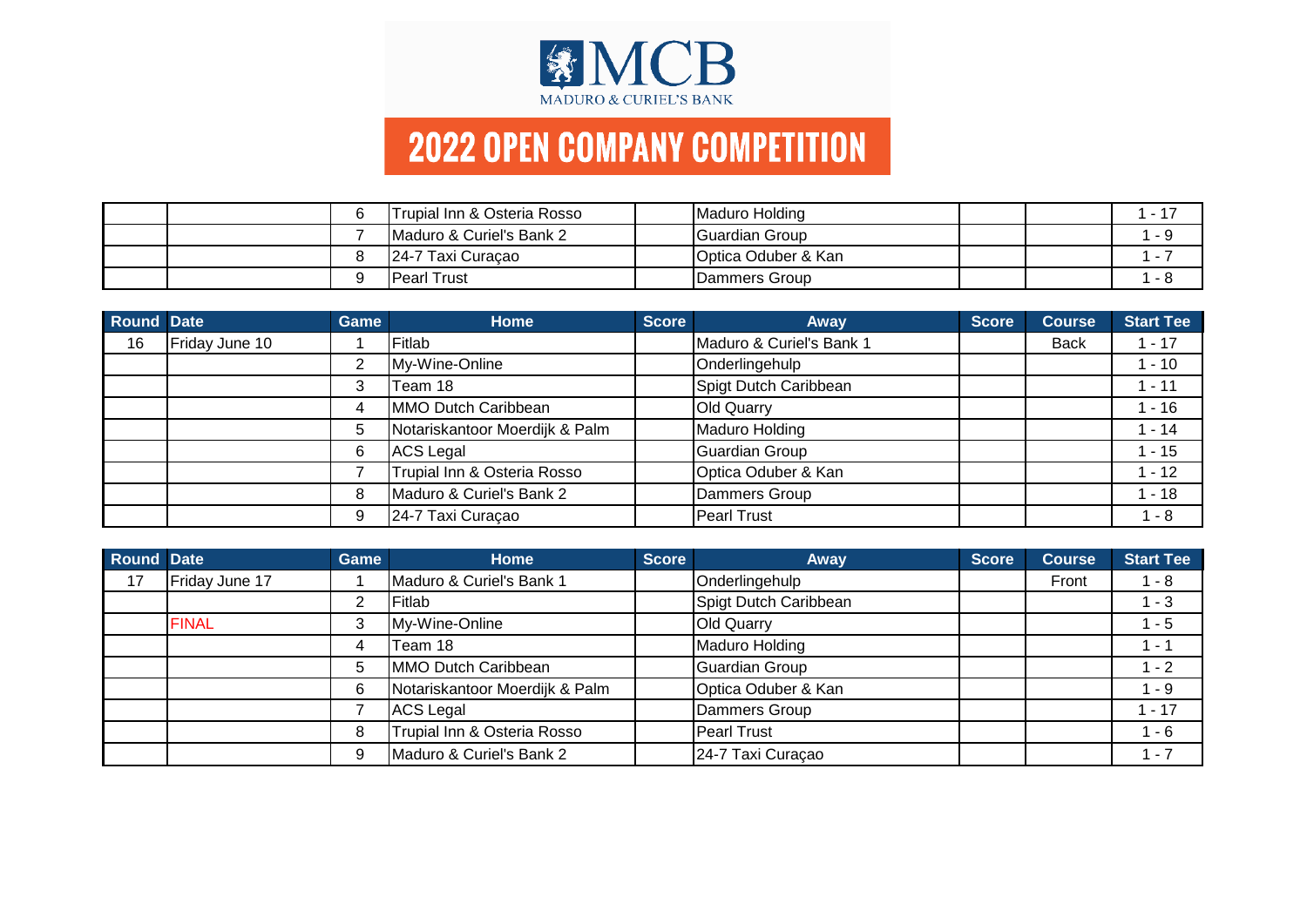MCB
MADURO & CURIEL'S BANK

# 2022 OPEN COMPANY COMPETITION

| | | | | | | | | |
|---|---|---|---|---|---|---|---|---|
| | | 6 | Trupial Inn & Osteria Rosso | | Maduro Holding | | | 1 - 17 |
| | | 7 | Maduro & Curiel's Bank 2 | | Guardian Group | | | 1 - 9 |
| | | 8 | 24-7 Taxi Curaçao | | Optica Oduber & Kan | | | 1 - 7 |
| | | 9 | Pearl Trust | | Dammers Group | | | 1 - 8 |

| Round | Date | Game | Home | Score | Away | Score | Course | Start Tee |
|---|---|---|---|---|---|---|---|---|
| 16 | Friday June 10 | 1 | Fitlab | | Maduro & Curiel's Bank 1 | | Back | 1 - 17 |
| | | 2 | My-Wine-Online | | Onderlingehulp | | | 1 - 10 |
| | | 3 | Team 18 | | Spigt Dutch Caribbean | | | 1 - 11 |
| | | 4 | MMO Dutch Caribbean | | Old Quarry | | | 1 - 16 |
| | | 5 | Notariskantoor Moerdijk & Palm | | Maduro Holding | | | 1 - 14 |
| | | 6 | ACS Legal | | Guardian Group | | | 1 - 15 |
| | | 7 | Trupial Inn & Osteria Rosso | | Optica Oduber & Kan | | | 1 - 12 |
| | | 8 | Maduro & Curiel's Bank 2 | | Dammers Group | | | 1 - 18 |
| | | 9 | 24-7 Taxi Curaçao | | Pearl Trust | | | 1 - 8 |

| Round | Date | Game | Home | Score | Away | Score | Course | Start Tee |
|---|---|---|---|---|---|---|---|---|
| 17 | Friday June 17 | 1 | Maduro & Curiel's Bank 1 | | Onderlingehulp | | Front | 1 - 8 |
| | | 2 | Fitlab | | Spigt Dutch Caribbean | | | 1 - 3 |
| | FINAL | 3 | My-Wine-Online | | Old Quarry | | | 1 - 5 |
| | | 4 | Team 18 | | Maduro Holding | | | 1 - 1 |
| | | 5 | MMO Dutch Caribbean | | Guardian Group | | | 1 - 2 |
| | | 6 | Notariskantoor Moerdijk & Palm | | Optica Oduber & Kan | | | 1 - 9 |
| | | 7 | ACS Legal | | Dammers Group | | | 1 - 17 |
| | | 8 | Trupial Inn & Osteria Rosso | | Pearl Trust | | | 1 - 6 |
| | | 9 | Maduro & Curiel's Bank 2 | | 24-7 Taxi Curaçao | | | 1 - 7 |